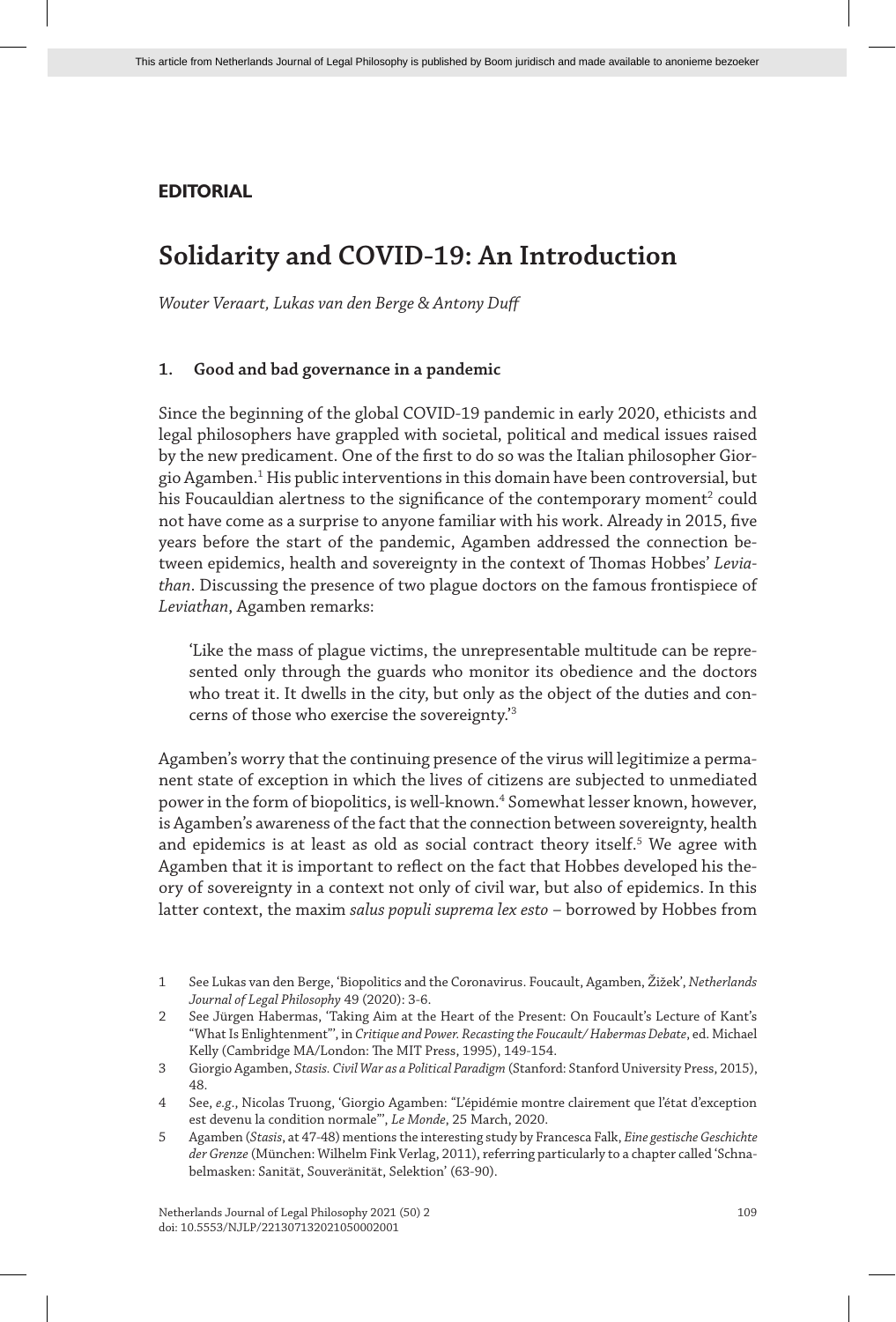**EDITORIAL**

# Solidarity and COVID-19: An Introduction

*Wouter Veraart, Lukas van den Berge & Antony Duff*

## 1. Good and bad governance in a pandemic

Since the beginning of the global COVID-19 pandemic in early 2020, ethicists and legal philosophers have grappled with societal, political and medical issues raised by the new predicament. One of the first to do so was the Italian philosopher Giorgio Agamben.[1] His public interventions in this domain have been controversial, but his Foucauldian alertness to the significance of the contemporary moment[2] could not have come as a surprise to anyone familiar with his work. Already in 2015, five years before the start of the pandemic, Agamben addressed the connection between epidemics, health and sovereignty in the context of Thomas Hobbes' *Leviathan*. Discussing the presence of two plague doctors on the famous frontispiece of *Leviathan*, Agamben remarks:

> 'Like the mass of plague victims, the unrepresentable multitude can be represented only through the guards who monitor its obedience and the doctors who treat it. It dwells in the city, but only as the object of the duties and concerns of those who exercise the sovereignty.'[3]

Agamben's worry that the continuing presence of the virus will legitimize a permanent state of exception in which the lives of citizens are subjected to unmediated power in the form of biopolitics, is well-known.[4] Somewhat lesser known, however, is Agamben's awareness of the fact that the connection between sovereignty, health and epidemics is at least as old as social contract theory itself.[5] We agree with Agamben that it is important to reflect on the fact that Hobbes developed his theory of sovereignty in a context not only of civil war, but also of epidemics. In this latter context, the maxim *salus populi suprema lex esto* – borrowed by Hobbes from

---

1 See Lukas van den Berge, 'Biopolitics and the Coronavirus. Foucault, Agamben, Žižek', *Netherlands Journal of Legal Philosophy* 49 (2020): 3-6.

2 See Jürgen Habermas, 'Taking Aim at the Heart of the Present: On Foucault's Lecture of Kant's "What Is Enlightenment"', in *Critique and Power. Recasting the Foucault/ Habermas Debate*, ed. Michael Kelly (Cambridge MA/London: The MIT Press, 1995), 149-154.

3 Giorgio Agamben, *Stasis. Civil War as a Political Paradigm* (Stanford: Stanford University Press, 2015), 48.

4 See, *e.g.*, Nicolas Truong, 'Giorgio Agamben: "L'épidémie montre clairement que l'état d'exception est devenu la condition normale"', *Le Monde*, 25 March, 2020.

5 Agamben (*Stasis*, at 47-48) mentions the interesting study by Francesca Falk, *Eine gestische Geschichte der Grenze* (München: Wilhelm Fink Verlag, 2011), referring particularly to a chapter called 'Schnabelmasken: Sanität, Souveränität, Selektion' (63-90).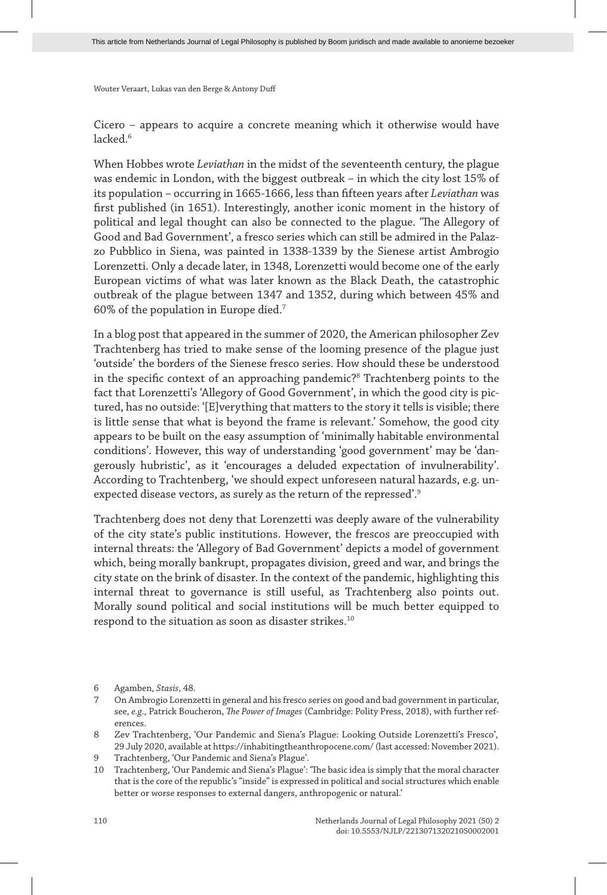Cicero – appears to acquire a concrete meaning which it otherwise would have lacked.[6]

When Hobbes wrote *Leviathan* in the midst of the seventeenth century, the plague was endemic in London, with the biggest outbreak – in which the city lost 15% of its population – occurring in 1665-1666, less than fifteen years after *Leviathan* was first published (in 1651). Interestingly, another iconic moment in the history of political and legal thought can also be connected to the plague. 'The Allegory of Good and Bad Government', a fresco series which can still be admired in the Palazzo Pubblico in Siena, was painted in 1338-1339 by the Sienese artist Ambrogio Lorenzetti. Only a decade later, in 1348, Lorenzetti would become one of the early European victims of what was later known as the Black Death, the catastrophic outbreak of the plague between 1347 and 1352, during which between 45% and 60% of the population in Europe died.[7]

In a blog post that appeared in the summer of 2020, the American philosopher Zev Trachtenberg has tried to make sense of the looming presence of the plague just 'outside' the borders of the Sienese fresco series. How should these be understood in the specific context of an approaching pandemic?[8] Trachtenberg points to the fact that Lorenzetti's 'Allegory of Good Government', in which the good city is pictured, has no outside: '[E]verything that matters to the story it tells is visible; there is little sense that what is beyond the frame is relevant.' Somehow, the good city appears to be built on the easy assumption of 'minimally habitable environmental conditions'. However, this way of understanding 'good government' may be 'dangerously hubristic', as it 'encourages a deluded expectation of invulnerability'. According to Trachtenberg, 'we should expect unforeseen natural hazards, e.g. unexpected disease vectors, as surely as the return of the repressed'.[9]

Trachtenberg does not deny that Lorenzetti was deeply aware of the vulnerability of the city state's public institutions. However, the frescos are preoccupied with internal threats: the 'Allegory of Bad Government' depicts a model of government which, being morally bankrupt, propagates division, greed and war, and brings the city state on the brink of disaster. In the context of the pandemic, highlighting this internal threat to governance is still useful, as Trachtenberg also points out. Morally sound political and social institutions will be much better equipped to respond to the situation as soon as disaster strikes.[10]

6 Agamben, *Stasis*, 48.

7 On Ambrogio Lorenzetti in general and his fresco series on good and bad government in particular, see, *e.g.*, Patrick Boucheron, *The Power of Images* (Cambridge: Polity Press, 2018), with further references.

8 Zev Trachtenberg, 'Our Pandemic and Siena's Plague: Looking Outside Lorenzetti's Fresco', 29 July 2020, available at https://inhabitingtheanthropocene.com/ (last accessed: November 2021).

9 Trachtenberg, 'Our Pandemic and Siena's Plague'.

10 Trachtenberg, 'Our Pandemic and Siena's Plague': 'The basic idea is simply that the moral character that is the core of the republic's "inside" is expressed in political and social structures which enable better or worse responses to external dangers, anthropogenic or natural.'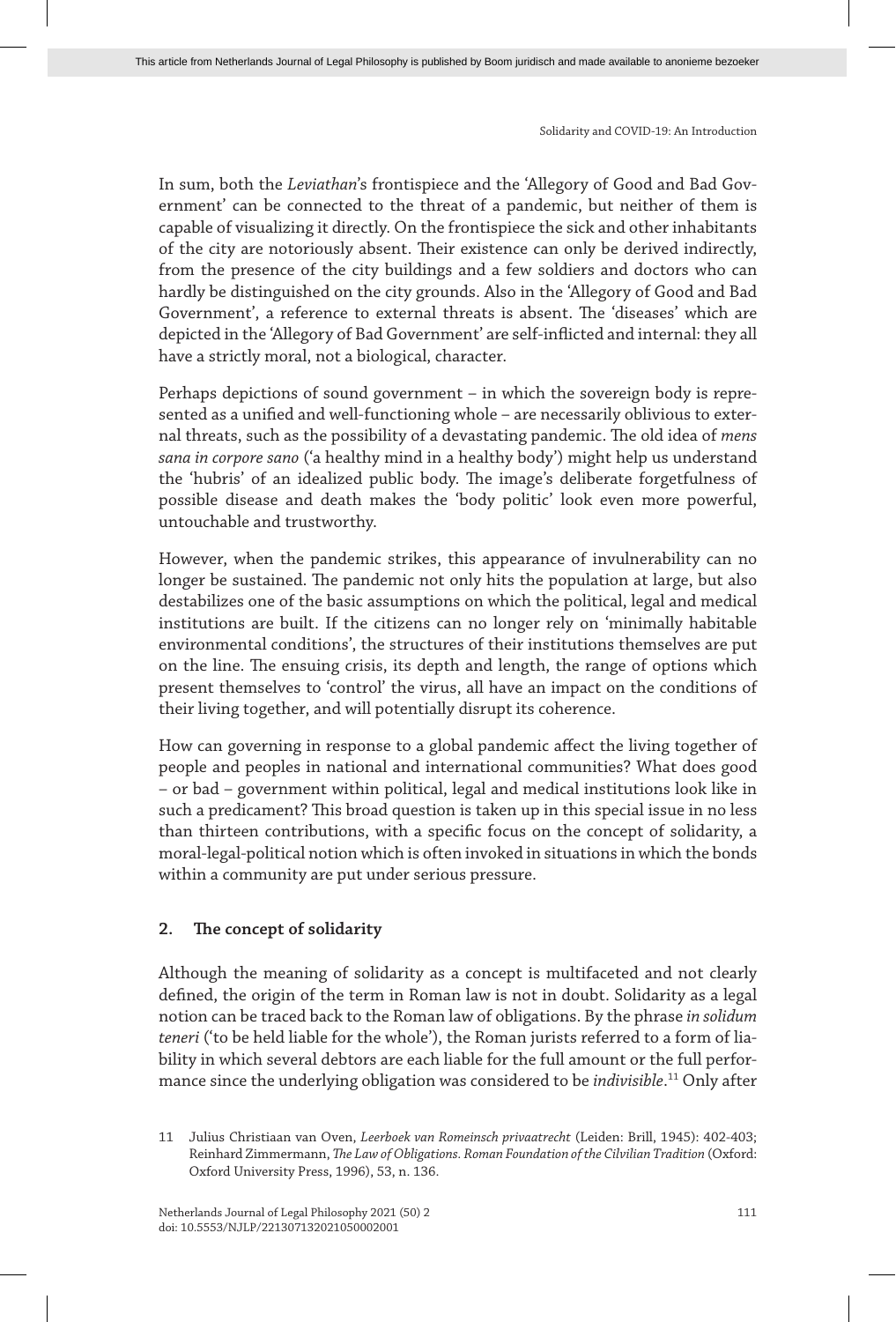In sum, both the *Leviathan*'s frontispiece and the 'Allegory of Good and Bad Government' can be connected to the threat of a pandemic, but neither of them is capable of visualizing it directly. On the frontispiece the sick and other inhabitants of the city are notoriously absent. Their existence can only be derived indirectly, from the presence of the city buildings and a few soldiers and doctors who can hardly be distinguished on the city grounds. Also in the 'Allegory of Good and Bad Government', a reference to external threats is absent. The 'diseases' which are depicted in the 'Allegory of Bad Government' are self-inflicted and internal: they all have a strictly moral, not a biological, character.

Perhaps depictions of sound government – in which the sovereign body is represented as a unified and well-functioning whole – are necessarily oblivious to external threats, such as the possibility of a devastating pandemic. The old idea of *mens sana in corpore sano* ('a healthy mind in a healthy body') might help us understand the 'hubris' of an idealized public body. The image's deliberate forgetfulness of possible disease and death makes the 'body politic' look even more powerful, untouchable and trustworthy.

However, when the pandemic strikes, this appearance of invulnerability can no longer be sustained. The pandemic not only hits the population at large, but also destabilizes one of the basic assumptions on which the political, legal and medical institutions are built. If the citizens can no longer rely on 'minimally habitable environmental conditions', the structures of their institutions themselves are put on the line. The ensuing crisis, its depth and length, the range of options which present themselves to 'control' the virus, all have an impact on the conditions of their living together, and will potentially disrupt its coherence.

How can governing in response to a global pandemic affect the living together of people and peoples in national and international communities? What does good – or bad – government within political, legal and medical institutions look like in such a predicament? This broad question is taken up in this special issue in no less than thirteen contributions, with a specific focus on the concept of solidarity, a moral-legal-political notion which is often invoked in situations in which the bonds within a community are put under serious pressure.

## 2. The concept of solidarity

Although the meaning of solidarity as a concept is multifaceted and not clearly defined, the origin of the term in Roman law is not in doubt. Solidarity as a legal notion can be traced back to the Roman law of obligations. By the phrase *in solidum teneri* ('to be held liable for the whole'), the Roman jurists referred to a form of liability in which several debtors are each liable for the full amount or the full performance since the underlying obligation was considered to be *indivisible*.[11] Only after

11 Julius Christiaan van Oven, *Leerboek van Romeinsch privaatrecht* (Leiden: Brill, 1945): 402-403; Reinhard Zimmermann, *The Law of Obligations. Roman Foundation of the Cilvilian Tradition* (Oxford: Oxford University Press, 1996), 53, n. 136.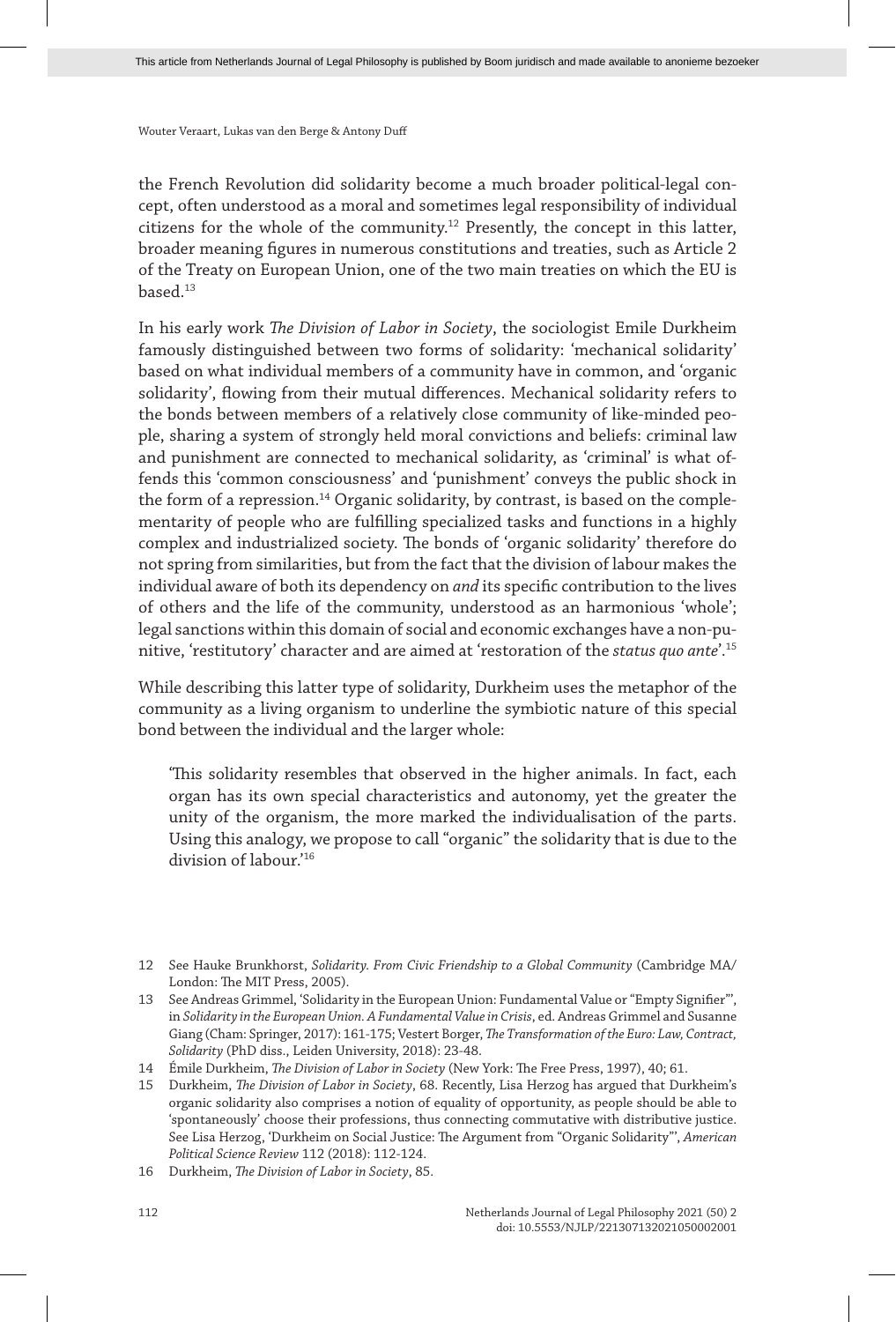the French Revolution did solidarity become a much broader political-legal concept, often understood as a moral and sometimes legal responsibility of individual citizens for the whole of the community.[12] Presently, the concept in this latter, broader meaning figures in numerous constitutions and treaties, such as Article 2 of the Treaty on European Union, one of the two main treaties on which the EU is based.[13]

In his early work *The Division of Labor in Society*, the sociologist Emile Durkheim famously distinguished between two forms of solidarity: 'mechanical solidarity' based on what individual members of a community have in common, and 'organic solidarity', flowing from their mutual differences. Mechanical solidarity refers to the bonds between members of a relatively close community of like-minded people, sharing a system of strongly held moral convictions and beliefs: criminal law and punishment are connected to mechanical solidarity, as 'criminal' is what offends this 'common consciousness' and 'punishment' conveys the public shock in the form of a repression.[14] Organic solidarity, by contrast, is based on the complementarity of people who are fulfilling specialized tasks and functions in a highly complex and industrialized society. The bonds of 'organic solidarity' therefore do not spring from similarities, but from the fact that the division of labour makes the individual aware of both its dependency on *and* its specific contribution to the lives of others and the life of the community, understood as an harmonious 'whole'; legal sanctions within this domain of social and economic exchanges have a non-punitive, 'restitutory' character and are aimed at 'restoration of the *status quo ante*'.[15]

While describing this latter type of solidarity, Durkheim uses the metaphor of the community as a living organism to underline the symbiotic nature of this special bond between the individual and the larger whole:

> 'This solidarity resembles that observed in the higher animals. In fact, each organ has its own special characteristics and autonomy, yet the greater the unity of the organism, the more marked the individualisation of the parts. Using this analogy, we propose to call "organic" the solidarity that is due to the division of labour.'[16]

---

12 See Hauke Brunkhorst, *Solidarity. From Civic Friendship to a Global Community* (Cambridge MA/London: The MIT Press, 2005).

13 See Andreas Grimmel, 'Solidarity in the European Union: Fundamental Value or "Empty Signifier"', in *Solidarity in the European Union. A Fundamental Value in Crisis*, ed. Andreas Grimmel and Susanne Giang (Cham: Springer, 2017): 161-175; Vestert Borger, *The Transformation of the Euro: Law, Contract, Solidarity* (PhD diss., Leiden University, 2018): 23-48.

14 Émile Durkheim, *The Division of Labor in Society* (New York: The Free Press, 1997), 40; 61.

15 Durkheim, *The Division of Labor in Society*, 68. Recently, Lisa Herzog has argued that Durkheim's organic solidarity also comprises a notion of equality of opportunity, as people should be able to 'spontaneously' choose their professions, thus connecting commutative with distributive justice. See Lisa Herzog, 'Durkheim on Social Justice: The Argument from "Organic Solidarity"', *American Political Science Review* 112 (2018): 112-124.

16 Durkheim, *The Division of Labor in Society*, 85.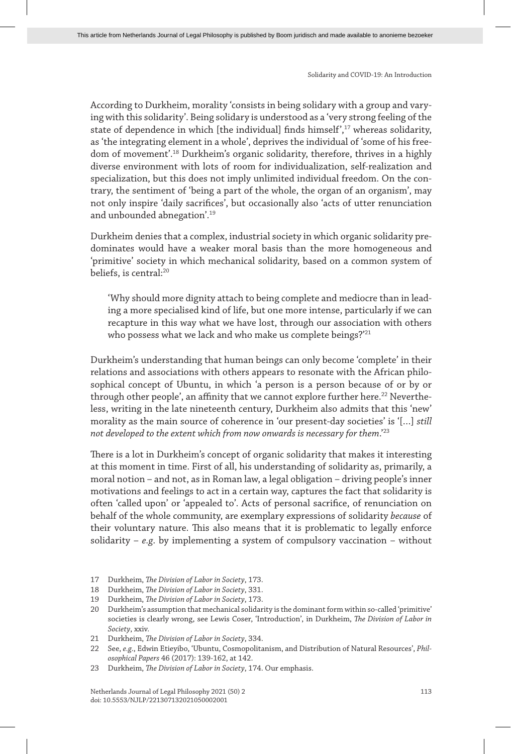According to Durkheim, morality 'consists in being solidary with a group and varying with this solidarity'. Being solidary is understood as a 'very strong feeling of the state of dependence in which [the individual] finds himself',[17] whereas solidarity, as 'the integrating element in a whole', deprives the individual of 'some of his freedom of movement'.[18] Durkheim's organic solidarity, therefore, thrives in a highly diverse environment with lots of room for individualization, self-realization and specialization, but this does not imply unlimited individual freedom. On the contrary, the sentiment of 'being a part of the whole, the organ of an organism', may not only inspire 'daily sacrifices', but occasionally also 'acts of utter renunciation and unbounded abnegation'.[19]

Durkheim denies that a complex, industrial society in which organic solidarity predominates would have a weaker moral basis than the more homogeneous and 'primitive' society in which mechanical solidarity, based on a common system of beliefs, is central:[20]

> 'Why should more dignity attach to being complete and mediocre than in leading a more specialised kind of life, but one more intense, particularly if we can recapture in this way what we have lost, through our association with others who possess what we lack and who make us complete beings?'[21]

Durkheim's understanding that human beings can only become 'complete' in their relations and associations with others appears to resonate with the African philosophical concept of Ubuntu, in which 'a person is a person because of or by or through other people', an affinity that we cannot explore further here.[22] Nevertheless, writing in the late nineteenth century, Durkheim also admits that this 'new' morality as the main source of coherence in 'our present-day societies' is '[…] *still not developed to the extent which from now onwards is necessary for them*.'[23]

There is a lot in Durkheim's concept of organic solidarity that makes it interesting at this moment in time. First of all, his understanding of solidarity as, primarily, a moral notion – and not, as in Roman law, a legal obligation – driving people's inner motivations and feelings to act in a certain way, captures the fact that solidarity is often 'called upon' or 'appealed to'. Acts of personal sacrifice, of renunciation on behalf of the whole community, are exemplary expressions of solidarity *because* of their voluntary nature. This also means that it is problematic to legally enforce solidarity – *e.g.* by implementing a system of compulsory vaccination – without

17 Durkheim, *The Division of Labor in Society*, 173.

18 Durkheim, *The Division of Labor in Society*, 331.

19 Durkheim, *The Division of Labor in Society*, 173.

20 Durkheim's assumption that mechanical solidarity is the dominant form within so-called 'primitive' societies is clearly wrong, see Lewis Coser, 'Introduction', in Durkheim, *The Division of Labor in Society*, xxiv.

21 Durkheim, *The Division of Labor in Society*, 334.

22 See, *e.g.*, Edwin Etieyibo, 'Ubuntu, Cosmopolitanism, and Distribution of Natural Resources', *Philosophical Papers* 46 (2017): 139-162, at 142.

23 Durkheim, *The Division of Labor in Society*, 174. Our emphasis.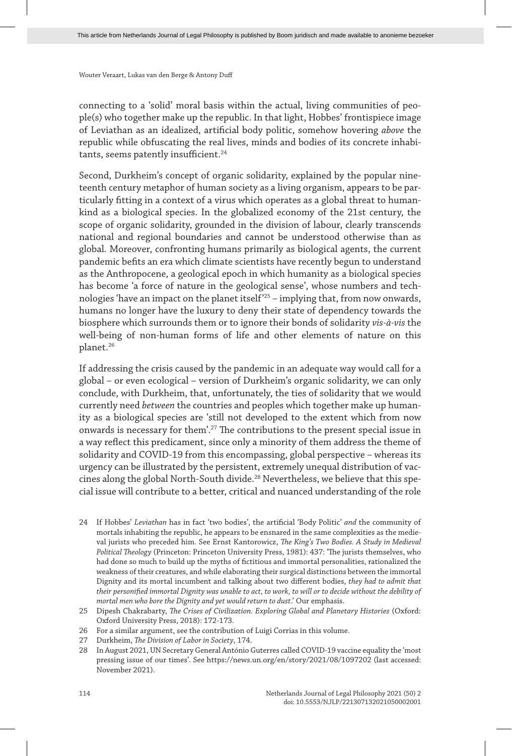connecting to a 'solid' moral basis within the actual, living communities of people(s) who together make up the republic. In that light, Hobbes' frontispiece image of Leviathan as an idealized, artificial body politic, somehow hovering *above* the republic while obfuscating the real lives, minds and bodies of its concrete inhabitants, seems patently insufficient.[24]

Second, Durkheim's concept of organic solidarity, explained by the popular nineteenth century metaphor of human society as a living organism, appears to be particularly fitting in a context of a virus which operates as a global threat to humankind as a biological species. In the globalized economy of the 21st century, the scope of organic solidarity, grounded in the division of labour, clearly transcends national and regional boundaries and cannot be understood otherwise than as global. Moreover, confronting humans primarily as biological agents, the current pandemic befits an era which climate scientists have recently begun to understand as the Anthropocene, a geological epoch in which humanity as a biological species has become 'a force of nature in the geological sense', whose numbers and technologies 'have an impact on the planet itself'[25] – implying that, from now onwards, humans no longer have the luxury to deny their state of dependency towards the biosphere which surrounds them or to ignore their bonds of solidarity *vis-à-vis* the well-being of non-human forms of life and other elements of nature on this planet.[26]

If addressing the crisis caused by the pandemic in an adequate way would call for a global – or even ecological – version of Durkheim's organic solidarity, we can only conclude, with Durkheim, that, unfortunately, the ties of solidarity that we would currently need *between* the countries and peoples which together make up humanity as a biological species are 'still not developed to the extent which from now onwards is necessary for them'.[27] The contributions to the present special issue in a way reflect this predicament, since only a minority of them address the theme of solidarity and COVID-19 from this encompassing, global perspective – whereas its urgency can be illustrated by the persistent, extremely unequal distribution of vaccines along the global North-South divide.[28] Nevertheless, we believe that this special issue will contribute to a better, critical and nuanced understanding of the role

24 If Hobbes' *Leviathan* has in fact 'two bodies', the artificial 'Body Politic' *and* the community of mortals inhabiting the republic, he appears to be ensnared in the same complexities as the medieval jurists who preceded him. See Ernst Kantorowicz, *The King's Two Bodies. A Study in Medieval Political Theology* (Princeton: Princeton University Press, 1981): 437: 'The jurists themselves, who had done so much to build up the myths of fictitious and immortal personalities, rationalized the weakness of their creatures, and while elaborating their surgical distinctions between the immortal Dignity and its mortal incumbent and talking about two different bodies, *they had to admit that their personified immortal Dignity was unable to act, to work, to will or to decide without the debility of mortal men who bore the Dignity and yet would return to dust*.' Our emphasis.

25 Dipesh Chakrabarty, *The Crises of Civilization. Exploring Global and Planetary Histories* (Oxford: Oxford University Press, 2018): 172-173.

26 For a similar argument, see the contribution of Luigi Corrias in this volume.

27 Durkheim, *The Division of Labor in Society*, 174.

28 In August 2021, UN Secretary General António Guterres called COVID-19 vaccine equality the 'most pressing issue of our times'. See https://news.un.org/en/story/2021/08/1097202 (last accessed: November 2021).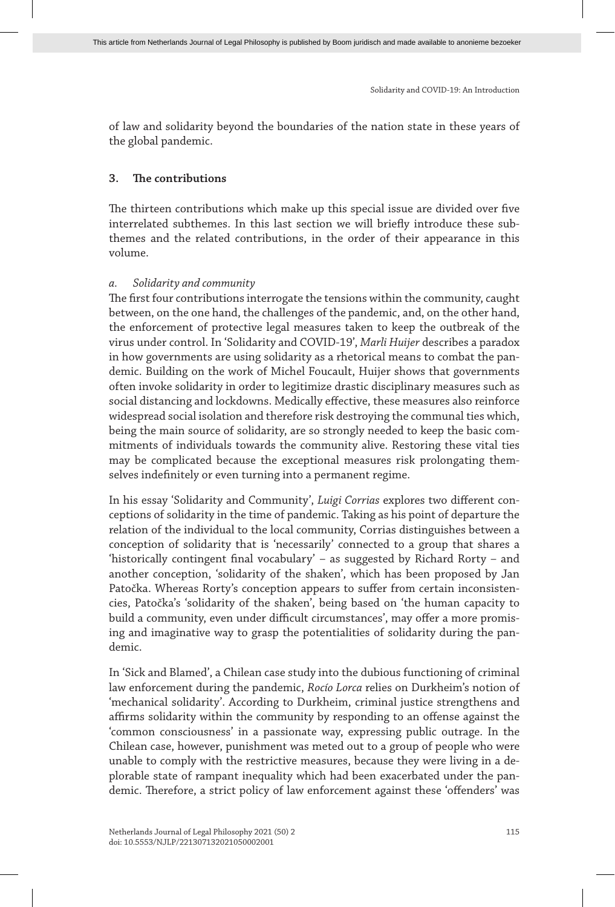of law and solidarity beyond the boundaries of the nation state in these years of the global pandemic.

## 3. The contributions

The thirteen contributions which make up this special issue are divided over five interrelated subthemes. In this last section we will briefly introduce these subthemes and the related contributions, in the order of their appearance in this volume.

### *a. Solidarity and community*

The first four contributions interrogate the tensions within the community, caught between, on the one hand, the challenges of the pandemic, and, on the other hand, the enforcement of protective legal measures taken to keep the outbreak of the virus under control. In 'Solidarity and COVID-19', *Marli Huijer* describes a paradox in how governments are using solidarity as a rhetorical means to combat the pandemic. Building on the work of Michel Foucault, Huijer shows that governments often invoke solidarity in order to legitimize drastic disciplinary measures such as social distancing and lockdowns. Medically effective, these measures also reinforce widespread social isolation and therefore risk destroying the communal ties which, being the main source of solidarity, are so strongly needed to keep the basic commitments of individuals towards the community alive. Restoring these vital ties may be complicated because the exceptional measures risk prolongating themselves indefinitely or even turning into a permanent regime.

In his essay 'Solidarity and Community', *Luigi Corrias* explores two different conceptions of solidarity in the time of pandemic. Taking as his point of departure the relation of the individual to the local community, Corrias distinguishes between a conception of solidarity that is 'necessarily' connected to a group that shares a 'historically contingent final vocabulary' – as suggested by Richard Rorty – and another conception, 'solidarity of the shaken', which has been proposed by Jan Patočka. Whereas Rorty's conception appears to suffer from certain inconsistencies, Patočka's 'solidarity of the shaken', being based on 'the human capacity to build a community, even under difficult circumstances', may offer a more promising and imaginative way to grasp the potentialities of solidarity during the pandemic.

In 'Sick and Blamed', a Chilean case study into the dubious functioning of criminal law enforcement during the pandemic, *Rocío Lorca* relies on Durkheim's notion of 'mechanical solidarity'. According to Durkheim, criminal justice strengthens and affirms solidarity within the community by responding to an offense against the 'common consciousness' in a passionate way, expressing public outrage. In the Chilean case, however, punishment was meted out to a group of people who were unable to comply with the restrictive measures, because they were living in a deplorable state of rampant inequality which had been exacerbated under the pandemic. Therefore, a strict policy of law enforcement against these 'offenders' was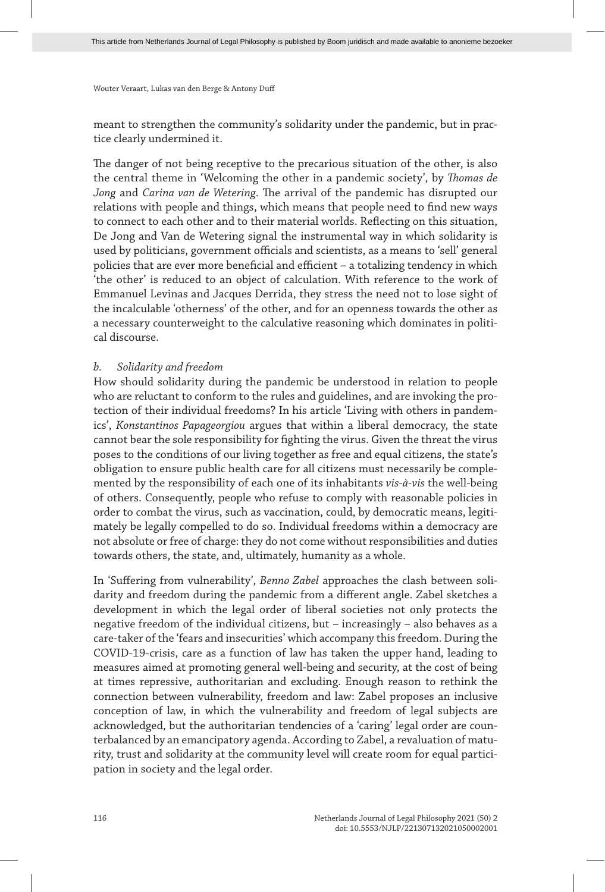meant to strengthen the community's solidarity under the pandemic, but in practice clearly undermined it.

The danger of not being receptive to the precarious situation of the other, is also the central theme in 'Welcoming the other in a pandemic society', by *Thomas de Jong* and *Carina van de Wetering*. The arrival of the pandemic has disrupted our relations with people and things, which means that people need to find new ways to connect to each other and to their material worlds. Reflecting on this situation, De Jong and Van de Wetering signal the instrumental way in which solidarity is used by politicians, government officials and scientists, as a means to 'sell' general policies that are ever more beneficial and efficient – a totalizing tendency in which 'the other' is reduced to an object of calculation. With reference to the work of Emmanuel Levinas and Jacques Derrida, they stress the need not to lose sight of the incalculable 'otherness' of the other, and for an openness towards the other as a necessary counterweight to the calculative reasoning which dominates in political discourse.

### *b. Solidarity and freedom*

How should solidarity during the pandemic be understood in relation to people who are reluctant to conform to the rules and guidelines, and are invoking the protection of their individual freedoms? In his article 'Living with others in pandemics', *Konstantinos Papageorgiou* argues that within a liberal democracy, the state cannot bear the sole responsibility for fighting the virus. Given the threat the virus poses to the conditions of our living together as free and equal citizens, the state's obligation to ensure public health care for all citizens must necessarily be complemented by the responsibility of each one of its inhabitants *vis-à-vis* the well-being of others. Consequently, people who refuse to comply with reasonable policies in order to combat the virus, such as vaccination, could, by democratic means, legitimately be legally compelled to do so. Individual freedoms within a democracy are not absolute or free of charge: they do not come without responsibilities and duties towards others, the state, and, ultimately, humanity as a whole.

In 'Suffering from vulnerability', *Benno Zabel* approaches the clash between solidarity and freedom during the pandemic from a different angle. Zabel sketches a development in which the legal order of liberal societies not only protects the negative freedom of the individual citizens, but – increasingly – also behaves as a care-taker of the 'fears and insecurities' which accompany this freedom. During the COVID-19-crisis, care as a function of law has taken the upper hand, leading to measures aimed at promoting general well-being and security, at the cost of being at times repressive, authoritarian and excluding. Enough reason to rethink the connection between vulnerability, freedom and law: Zabel proposes an inclusive conception of law, in which the vulnerability and freedom of legal subjects are acknowledged, but the authoritarian tendencies of a 'caring' legal order are counterbalanced by an emancipatory agenda. According to Zabel, a revaluation of maturity, trust and solidarity at the community level will create room for equal participation in society and the legal order.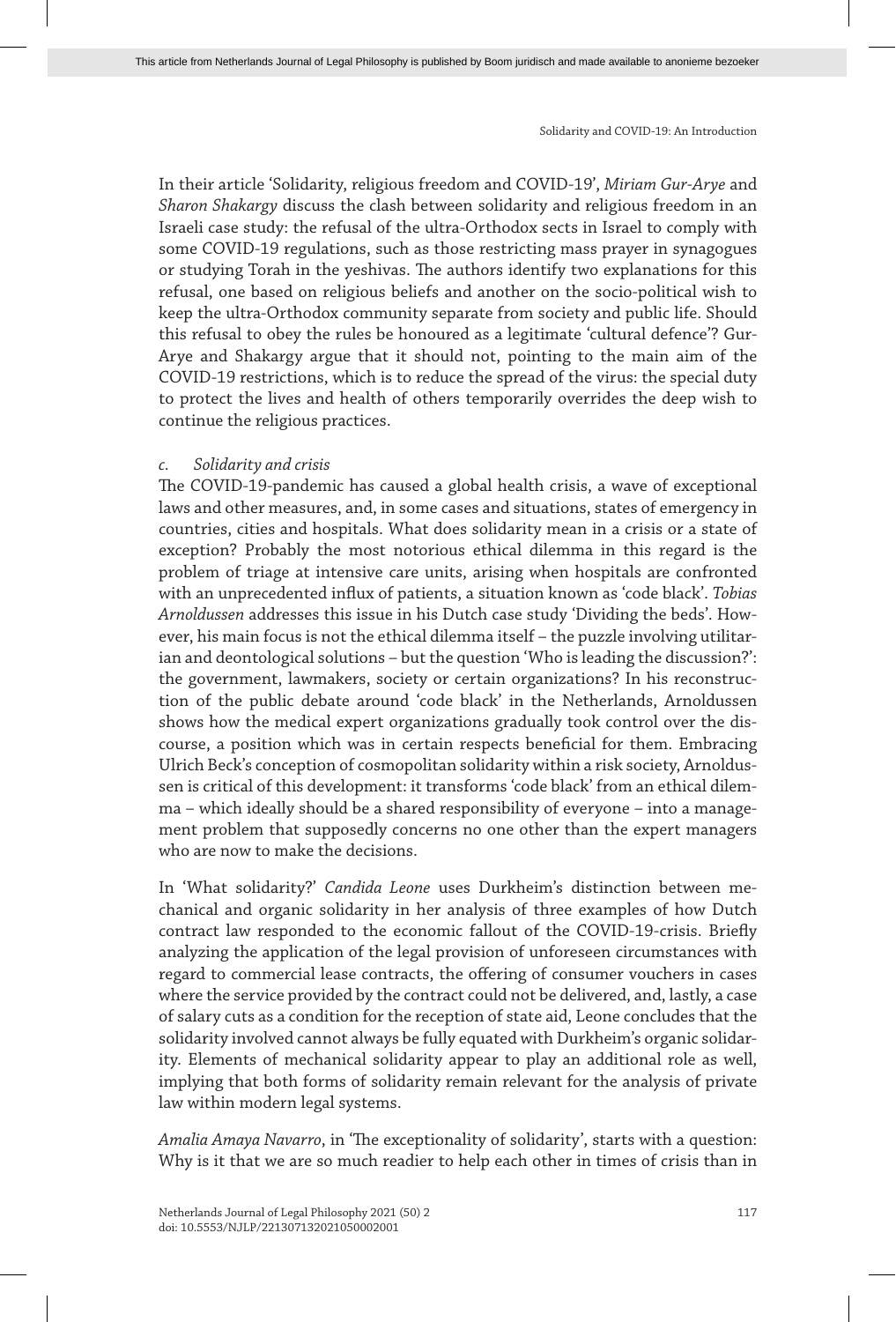In their article 'Solidarity, religious freedom and COVID-19', *Miriam Gur-Arye* and *Sharon Shakargy* discuss the clash between solidarity and religious freedom in an Israeli case study: the refusal of the ultra-Orthodox sects in Israel to comply with some COVID-19 regulations, such as those restricting mass prayer in synagogues or studying Torah in the yeshivas. The authors identify two explanations for this refusal, one based on religious beliefs and another on the socio-political wish to keep the ultra-Orthodox community separate from society and public life. Should this refusal to obey the rules be honoured as a legitimate 'cultural defence'? Gur-Arye and Shakargy argue that it should not, pointing to the main aim of the COVID-19 restrictions, which is to reduce the spread of the virus: the special duty to protect the lives and health of others temporarily overrides the deep wish to continue the religious practices.

### *c. Solidarity and crisis*

The COVID-19-pandemic has caused a global health crisis, a wave of exceptional laws and other measures, and, in some cases and situations, states of emergency in countries, cities and hospitals. What does solidarity mean in a crisis or a state of exception? Probably the most notorious ethical dilemma in this regard is the problem of triage at intensive care units, arising when hospitals are confronted with an unprecedented influx of patients, a situation known as 'code black'. *Tobias Arnoldussen* addresses this issue in his Dutch case study 'Dividing the beds'. However, his main focus is not the ethical dilemma itself – the puzzle involving utilitarian and deontological solutions – but the question 'Who is leading the discussion?': the government, lawmakers, society or certain organizations? In his reconstruction of the public debate around 'code black' in the Netherlands, Arnoldussen shows how the medical expert organizations gradually took control over the discourse, a position which was in certain respects beneficial for them. Embracing Ulrich Beck's conception of cosmopolitan solidarity within a risk society, Arnoldussen is critical of this development: it transforms 'code black' from an ethical dilemma – which ideally should be a shared responsibility of everyone – into a management problem that supposedly concerns no one other than the expert managers who are now to make the decisions.

In 'What solidarity?' *Candida Leone* uses Durkheim's distinction between mechanical and organic solidarity in her analysis of three examples of how Dutch contract law responded to the economic fallout of the COVID-19-crisis. Briefly analyzing the application of the legal provision of unforeseen circumstances with regard to commercial lease contracts, the offering of consumer vouchers in cases where the service provided by the contract could not be delivered, and, lastly, a case of salary cuts as a condition for the reception of state aid, Leone concludes that the solidarity involved cannot always be fully equated with Durkheim's organic solidarity. Elements of mechanical solidarity appear to play an additional role as well, implying that both forms of solidarity remain relevant for the analysis of private law within modern legal systems.

*Amalia Amaya Navarro*, in 'The exceptionality of solidarity', starts with a question: Why is it that we are so much readier to help each other in times of crisis than in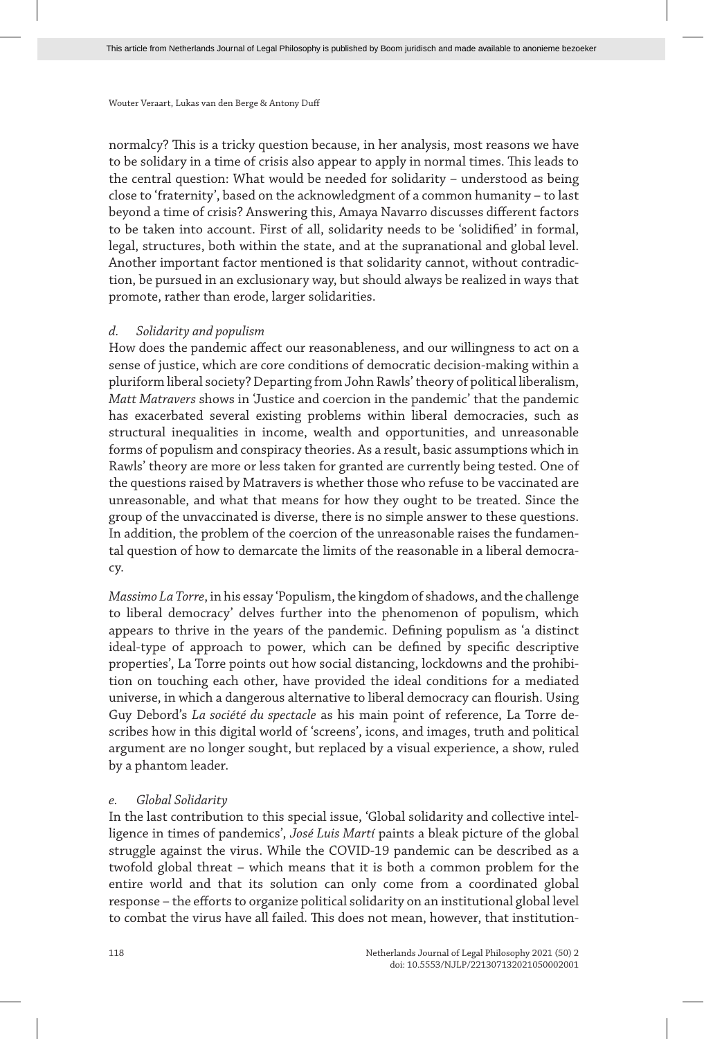normalcy? This is a tricky question because, in her analysis, most reasons we have to be solidary in a time of crisis also appear to apply in normal times. This leads to the central question: What would be needed for solidarity – understood as being close to 'fraternity', based on the acknowledgment of a common humanity – to last beyond a time of crisis? Answering this, Amaya Navarro discusses different factors to be taken into account. First of all, solidarity needs to be 'solidified' in formal, legal, structures, both within the state, and at the supranational and global level. Another important factor mentioned is that solidarity cannot, without contradiction, be pursued in an exclusionary way, but should always be realized in ways that promote, rather than erode, larger solidarities.

### *d. Solidarity and populism*

How does the pandemic affect our reasonableness, and our willingness to act on a sense of justice, which are core conditions of democratic decision-making within a pluriform liberal society? Departing from John Rawls' theory of political liberalism, *Matt Matravers* shows in 'Justice and coercion in the pandemic' that the pandemic has exacerbated several existing problems within liberal democracies, such as structural inequalities in income, wealth and opportunities, and unreasonable forms of populism and conspiracy theories. As a result, basic assumptions which in Rawls' theory are more or less taken for granted are currently being tested. One of the questions raised by Matravers is whether those who refuse to be vaccinated are unreasonable, and what that means for how they ought to be treated. Since the group of the unvaccinated is diverse, there is no simple answer to these questions. In addition, the problem of the coercion of the unreasonable raises the fundamental question of how to demarcate the limits of the reasonable in a liberal democracy.

*Massimo La Torre*, in his essay 'Populism, the kingdom of shadows, and the challenge to liberal democracy' delves further into the phenomenon of populism, which appears to thrive in the years of the pandemic. Defining populism as 'a distinct ideal-type of approach to power, which can be defined by specific descriptive properties', La Torre points out how social distancing, lockdowns and the prohibition on touching each other, have provided the ideal conditions for a mediated universe, in which a dangerous alternative to liberal democracy can flourish. Using Guy Debord's *La société du spectacle* as his main point of reference, La Torre describes how in this digital world of 'screens', icons, and images, truth and political argument are no longer sought, but replaced by a visual experience, a show, ruled by a phantom leader.

### *e. Global Solidarity*

In the last contribution to this special issue, 'Global solidarity and collective intelligence in times of pandemics', *José Luis Martí* paints a bleak picture of the global struggle against the virus. While the COVID-19 pandemic can be described as a twofold global threat – which means that it is both a common problem for the entire world and that its solution can only come from a coordinated global response – the efforts to organize political solidarity on an institutional global level to combat the virus have all failed. This does not mean, however, that institution-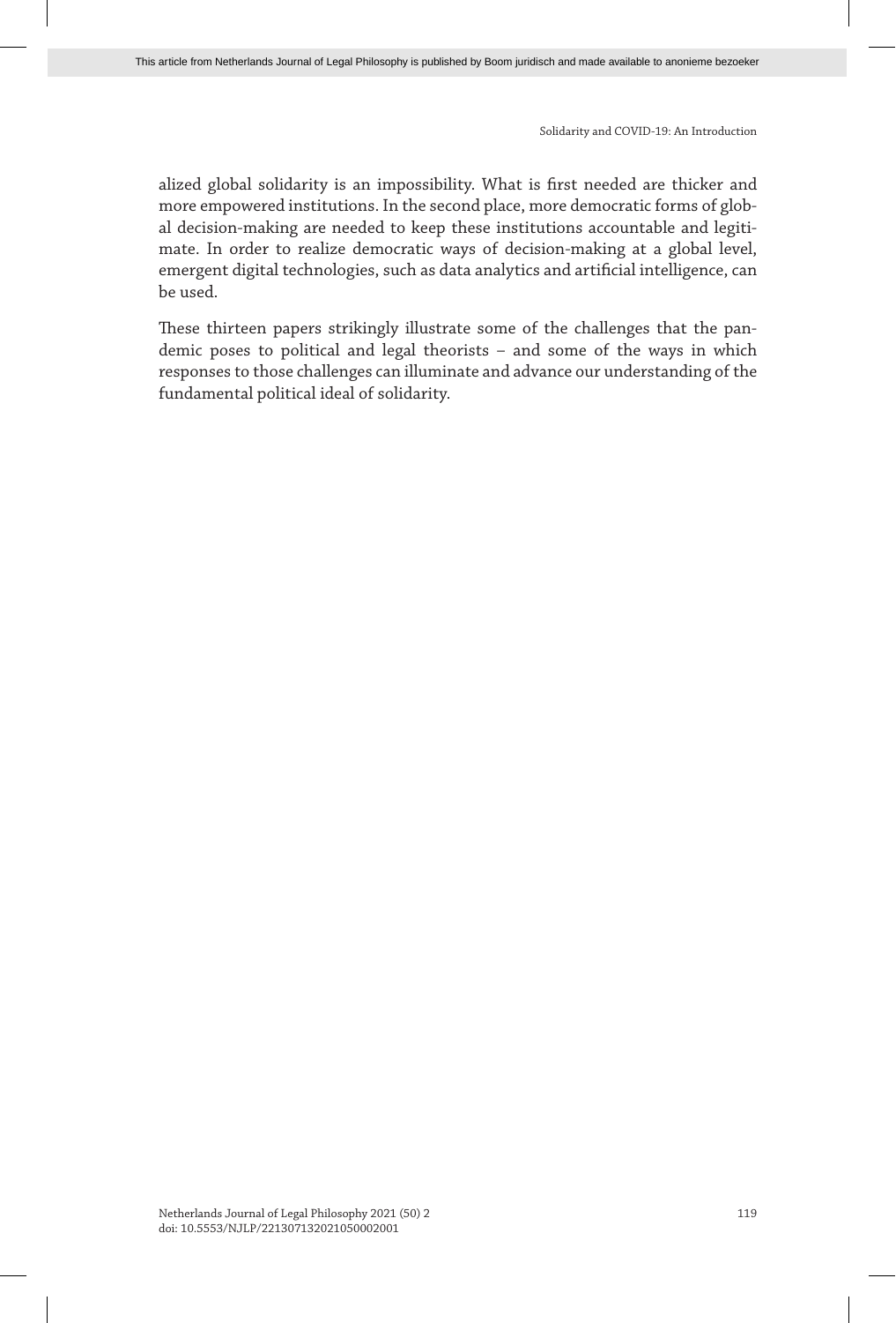alized global solidarity is an impossibility. What is first needed are thicker and more empowered institutions. In the second place, more democratic forms of global decision-making are needed to keep these institutions accountable and legitimate. In order to realize democratic ways of decision-making at a global level, emergent digital technologies, such as data analytics and artificial intelligence, can be used.

These thirteen papers strikingly illustrate some of the challenges that the pandemic poses to political and legal theorists – and some of the ways in which responses to those challenges can illuminate and advance our understanding of the fundamental political ideal of solidarity.